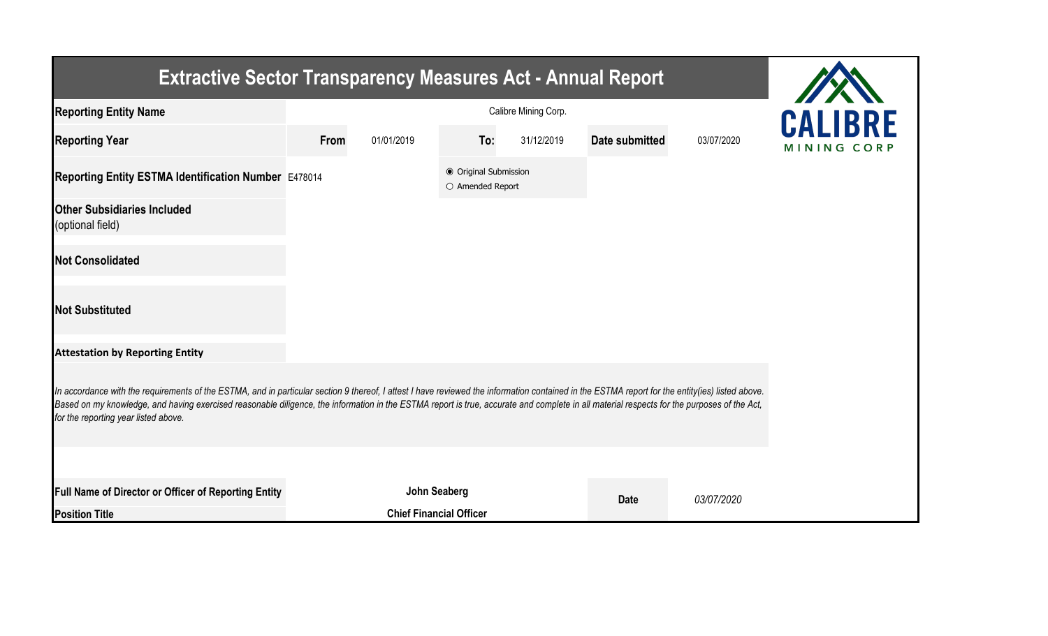# Extractive Sector Transparency Measures Act - Annual Report

| | | | | | | |
|---|---|---|---|---|---|---|
| **Reporting Entity Name** | Calibre Mining Corp. | | | | | |
| **Reporting Year** | **From** | 01/01/2019 | **To:** | 31/12/2019 | **Date submitted** | 03/07/2020 |
| **Reporting Entity ESTMA Identification Number** | E478014 | | ◉ Original Submission ○ Amended Report | | | |
| **Other Subsidiaries Included** (optional field) | | | | | | |
| **Not Consolidated** | | | | | | |
| **Not Substituted** | | | | | | |

**Attestation by Reporting Entity**

*In accordance with the requirements of the ESTMA, and in particular section 9 thereof, I attest I have reviewed the information contained in the ESTMA report for the entity(ies) listed above. Based on my knowledge, and having exercised reasonable diligence, the information in the ESTMA report is true, accurate and complete in all material respects for the purposes of the Act, for the reporting year listed above.*

| | | | |
|---|---|---|---|
| **Full Name of Director or Officer of Reporting Entity** | **John Seaberg** | **Date** | *03/07/2020* |
| **Position Title** | **Chief Financial Officer** | | |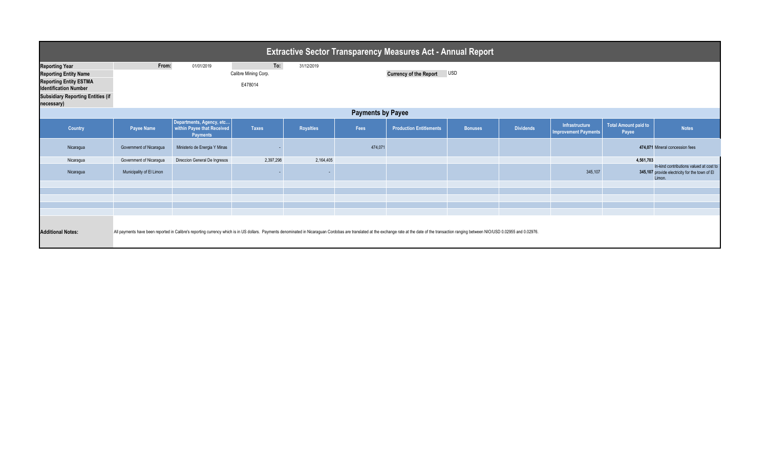# Extractive Sector Transparency Measures Act - Annual Report

| | | | | |
|---|---|---|---|---|
| **Reporting Year** | From: | 01/01/2019 | To: | 31/12/2019 |
| **Reporting Entity Name** | Calibre Mining Corp. | | **Currency of the Report** | USD |
| **Reporting Entity ESTMA Identification Number** | E478014 | | | |
| **Subsidiary Reporting Entities (if necessary)** | | | | |

## Payments by Payee

| Country | Payee Name | Departments, Agency, etc... within Payee that Received Payments | Taxes | Royalties | Fees | Production Entitlements | Bonuses | Dividends | Infrastructure Improvement Payments | Total Amount paid to Payee | Notes |
|---|---|---|---|---|---|---|---|---|---|---|---|
| Nicaragua | Government of Nicaragua | Ministerio de Energia Y Minas | - | | 474,071 | | | | | 474,071 | Mineral concession fees |
| Nicaragua | Government of Nicaragua | Direccion General De Ingresos | 2,397,298 | 2,164,405 | | | | | | 4,561,703 | |
| Nicaragua | Municipality of El Limon | | - | - | | | | | 345,107 | 345,107 | In-kind contributions valued at cost to provide electricity for the town of El Limon. |

**Additional Notes:** All payments have been reported in Calibre's reporting currency which is in US dollars. Payments denominated in Nicaraguan Cordobas are translated at the exchange rate at the date of the transaction ranging between NIO/USD 0.02955 and 0.02976.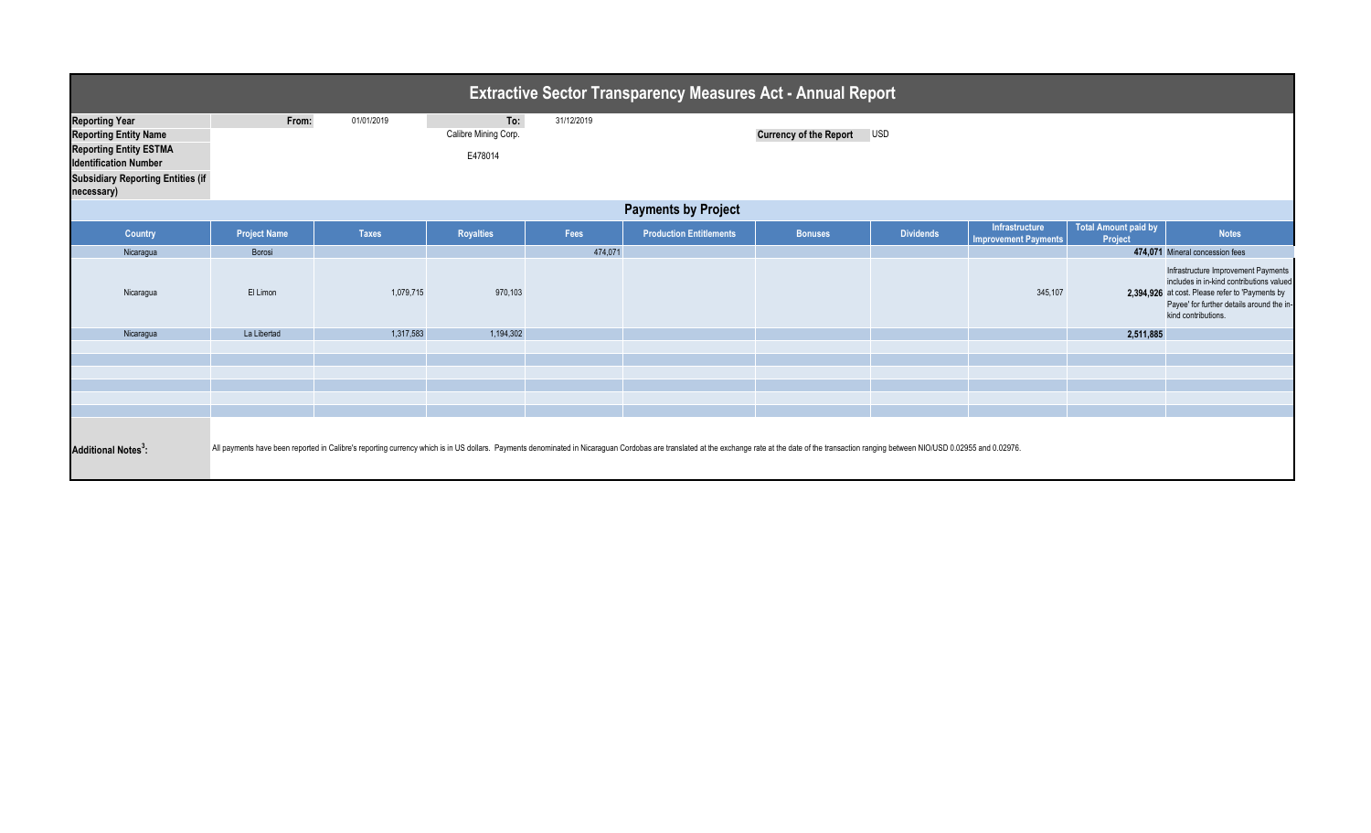# Extractive Sector Transparency Measures Act - Annual Report

| | | | | | | | |
|---|---|---|---|---|---|---|---|
| **Reporting Year** | From: | 01/01/2019 | To: | 31/12/2019 | | | |
| **Reporting Entity Name** | | | Calibre Mining Corp. | | | **Currency of the Report** | USD |
| **Reporting Entity ESTMA Identification Number** | | | E478014 | | | | |
| **Subsidiary Reporting Entities (if necessary)** | | | | | | | |

## Payments by Project

| Country | Project Name | Taxes | Royalties | Fees | Production Entitlements | Bonuses | Dividends | Infrastructure Improvement Payments | Total Amount paid by Project | Notes |
|---|---|---|---|---|---|---|---|---|---|---|
| Nicaragua | Borosi | | | 474,071 | | | | | **474,071** | Mineral concession fees |
| Nicaragua | El Limon | 1,079,715 | 970,103 | | | | | 345,107 | **2,394,926** | Infrastructure Improvement Payments includes in in-kind contributions valued at cost. Please refer to 'Payments by Payee' for further details around the in-kind contributions. |
| Nicaragua | La Libertad | 1,317,583 | 1,194,302 | | | | | | **2,511,885** | |

**Additional Notes[3]:** All payments have been reported in Calibre's reporting currency which is in US dollars. Payments denominated in Nicaraguan Cordobas are translated at the exchange rate at the date of the transaction ranging between NIO/USD 0.02955 and 0.02976.